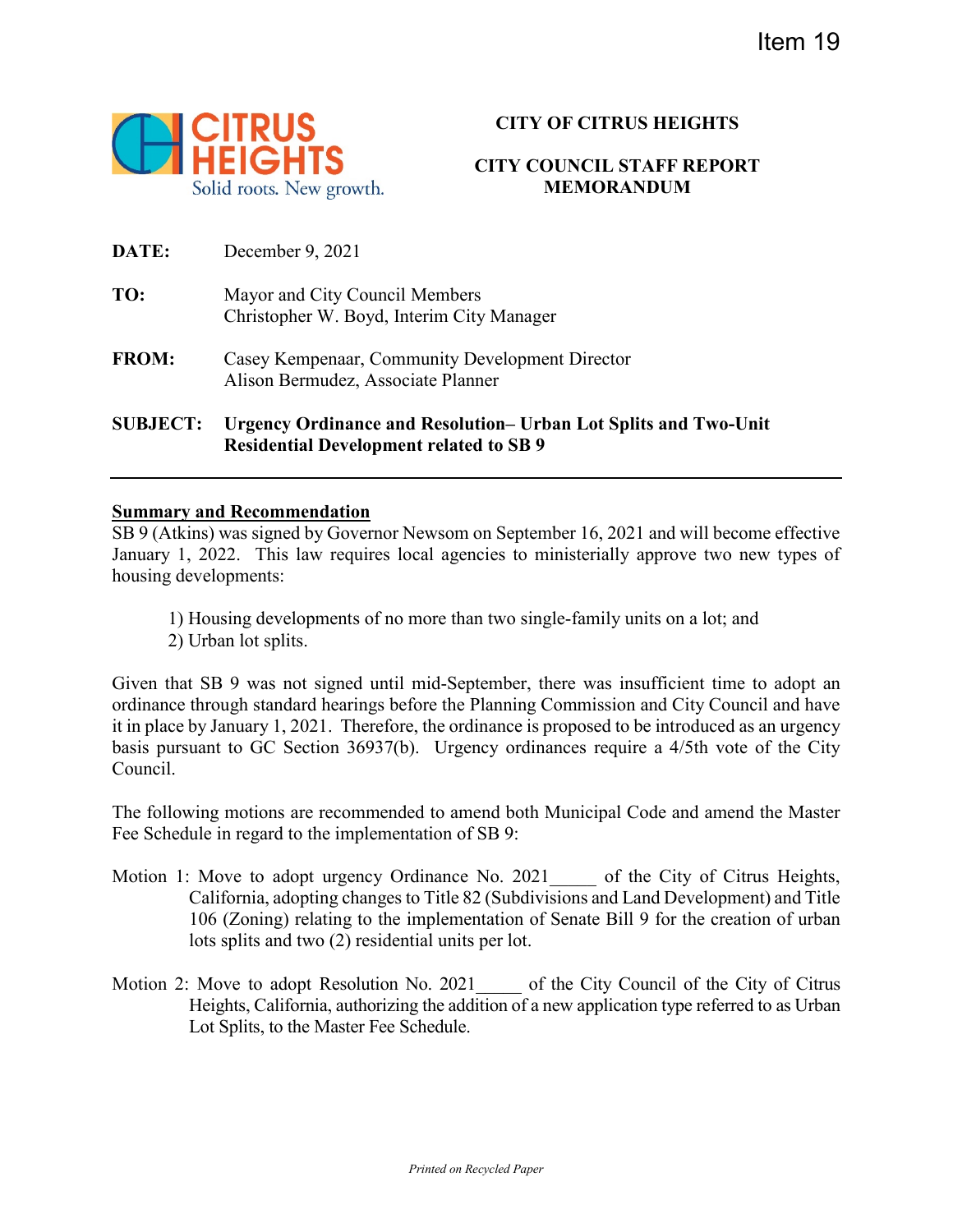Item 19

CITRUS HEIGHTS
Solid roots. New growth.

**CITY OF CITRUS HEIGHTS**

**CITY COUNCIL STAFF REPORT MEMORANDUM**

**DATE:** December 9, 2021

**TO:** Mayor and City Council Members
Christopher W. Boyd, Interim City Manager

**FROM:** Casey Kempenaar, Community Development Director
Alison Bermudez, Associate Planner

**SUBJECT:** **Urgency Ordinance and Resolution– Urban Lot Splits and Two-Unit Residential Development related to SB 9**

---

## Summary and Recommendation

SB 9 (Atkins) was signed by Governor Newsom on September 16, 2021 and will become effective January 1, 2022. This law requires local agencies to ministerially approve two new types of housing developments:

1) Housing developments of no more than two single-family units on a lot; and
2) Urban lot splits.

Given that SB 9 was not signed until mid-September, there was insufficient time to adopt an ordinance through standard hearings before the Planning Commission and City Council and have it in place by January 1, 2021. Therefore, the ordinance is proposed to be introduced as an urgency basis pursuant to GC Section 36937(b). Urgency ordinances require a 4/5th vote of the City Council.

The following motions are recommended to amend both Municipal Code and amend the Master Fee Schedule in regard to the implementation of SB 9:

Motion 1: Move to adopt urgency Ordinance No. 2021_____ of the City of Citrus Heights, California, adopting changes to Title 82 (Subdivisions and Land Development) and Title 106 (Zoning) relating to the implementation of Senate Bill 9 for the creation of urban lots splits and two (2) residential units per lot.

Motion 2: Move to adopt Resolution No. 2021_____ of the City Council of the City of Citrus Heights, California, authorizing the addition of a new application type referred to as Urban Lot Splits, to the Master Fee Schedule.

*Printed on Recycled Paper*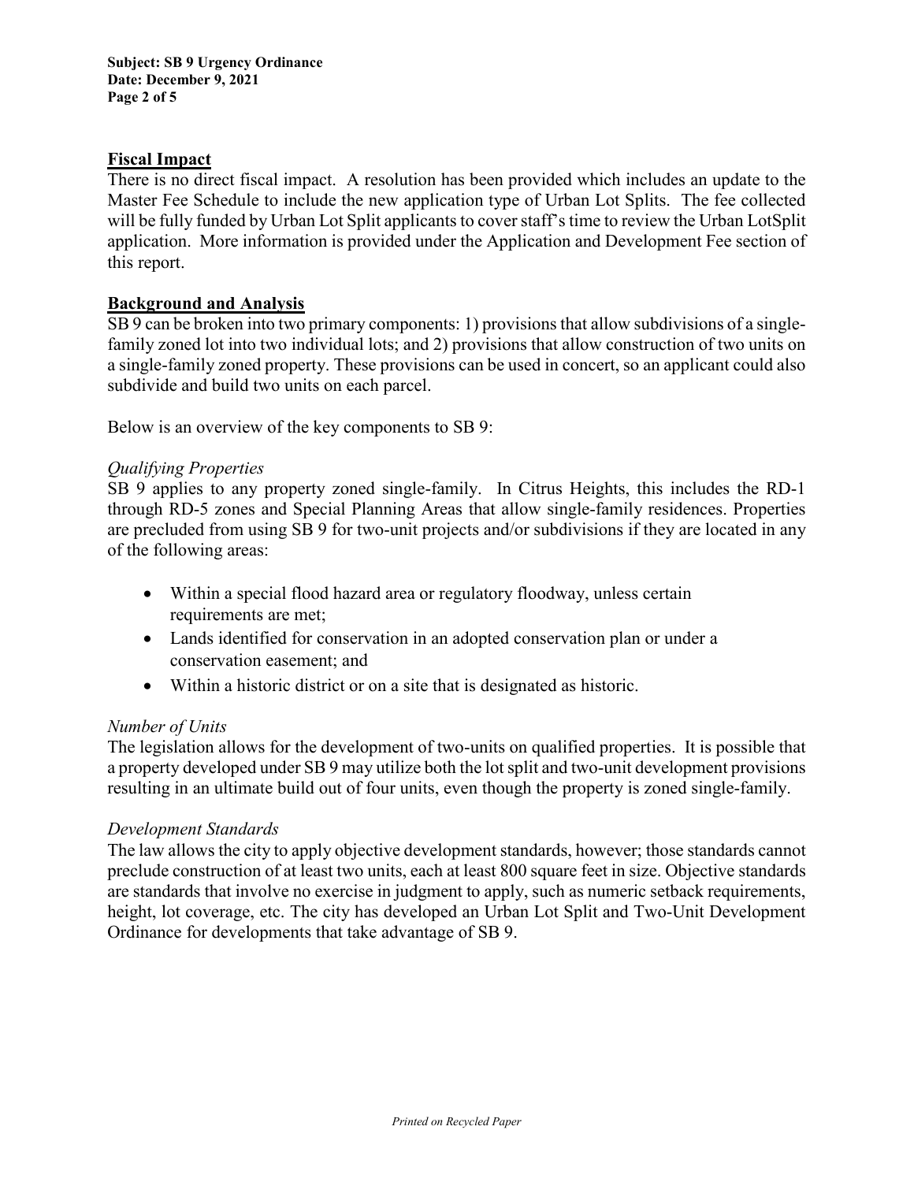## Fiscal Impact

There is no direct fiscal impact. A resolution has been provided which includes an update to the Master Fee Schedule to include the new application type of Urban Lot Splits. The fee collected will be fully funded by Urban Lot Split applicants to cover staff's time to review the Urban LotSplit application. More information is provided under the Application and Development Fee section of this report.

## Background and Analysis

SB 9 can be broken into two primary components: 1) provisions that allow subdivisions of a single-family zoned lot into two individual lots; and 2) provisions that allow construction of two units on a single-family zoned property. These provisions can be used in concert, so an applicant could also subdivide and build two units on each parcel.

Below is an overview of the key components to SB 9:

*Qualifying Properties*

SB 9 applies to any property zoned single-family. In Citrus Heights, this includes the RD-1 through RD-5 zones and Special Planning Areas that allow single-family residences. Properties are precluded from using SB 9 for two-unit projects and/or subdivisions if they are located in any of the following areas:

- Within a special flood hazard area or regulatory floodway, unless certain requirements are met;
- Lands identified for conservation in an adopted conservation plan or under a conservation easement; and
- Within a historic district or on a site that is designated as historic.

*Number of Units*

The legislation allows for the development of two-units on qualified properties. It is possible that a property developed under SB 9 may utilize both the lot split and two-unit development provisions resulting in an ultimate build out of four units, even though the property is zoned single-family.

*Development Standards*

The law allows the city to apply objective development standards, however; those standards cannot preclude construction of at least two units, each at least 800 square feet in size. Objective standards are standards that involve no exercise in judgment to apply, such as numeric setback requirements, height, lot coverage, etc. The city has developed an Urban Lot Split and Two-Unit Development Ordinance for developments that take advantage of SB 9.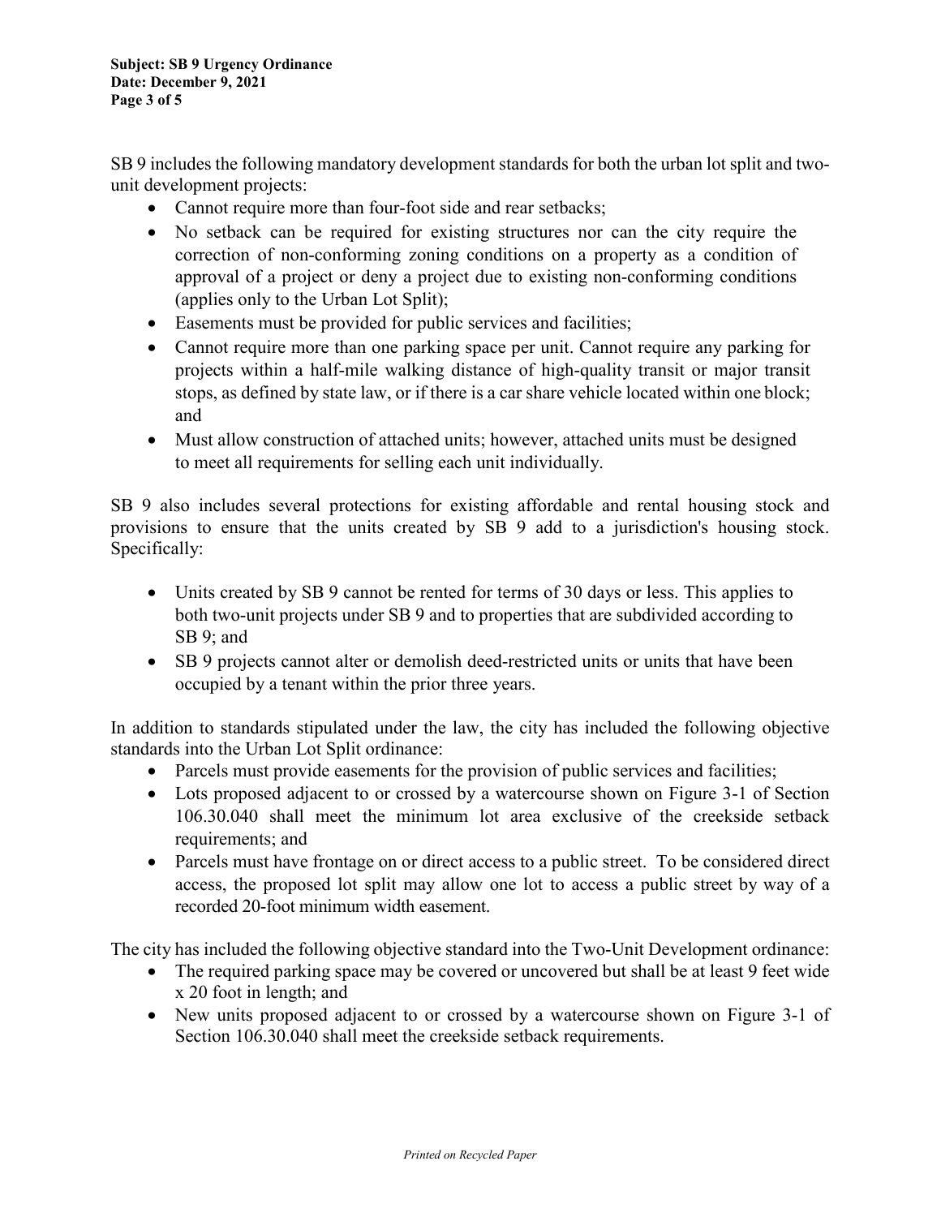SB 9 includes the following mandatory development standards for both the urban lot split and two-unit development projects:

- Cannot require more than four-foot side and rear setbacks;
- No setback can be required for existing structures nor can the city require the correction of non-conforming zoning conditions on a property as a condition of approval of a project or deny a project due to existing non-conforming conditions (applies only to the Urban Lot Split);
- Easements must be provided for public services and facilities;
- Cannot require more than one parking space per unit. Cannot require any parking for projects within a half-mile walking distance of high-quality transit or major transit stops, as defined by state law, or if there is a car share vehicle located within one block; and
- Must allow construction of attached units; however, attached units must be designed to meet all requirements for selling each unit individually.

SB 9 also includes several protections for existing affordable and rental housing stock and provisions to ensure that the units created by SB 9 add to a jurisdiction's housing stock. Specifically:

- Units created by SB 9 cannot be rented for terms of 30 days or less. This applies to both two-unit projects under SB 9 and to properties that are subdivided according to SB 9; and
- SB 9 projects cannot alter or demolish deed-restricted units or units that have been occupied by a tenant within the prior three years.

In addition to standards stipulated under the law, the city has included the following objective standards into the Urban Lot Split ordinance:

- Parcels must provide easements for the provision of public services and facilities;
- Lots proposed adjacent to or crossed by a watercourse shown on Figure 3-1 of Section 106.30.040 shall meet the minimum lot area exclusive of the creekside setback requirements; and
- Parcels must have frontage on or direct access to a public street. To be considered direct access, the proposed lot split may allow one lot to access a public street by way of a recorded 20-foot minimum width easement.

The city has included the following objective standard into the Two-Unit Development ordinance:

- The required parking space may be covered or uncovered but shall be at least 9 feet wide x 20 foot in length; and
- New units proposed adjacent to or crossed by a watercourse shown on Figure 3-1 of Section 106.30.040 shall meet the creekside setback requirements.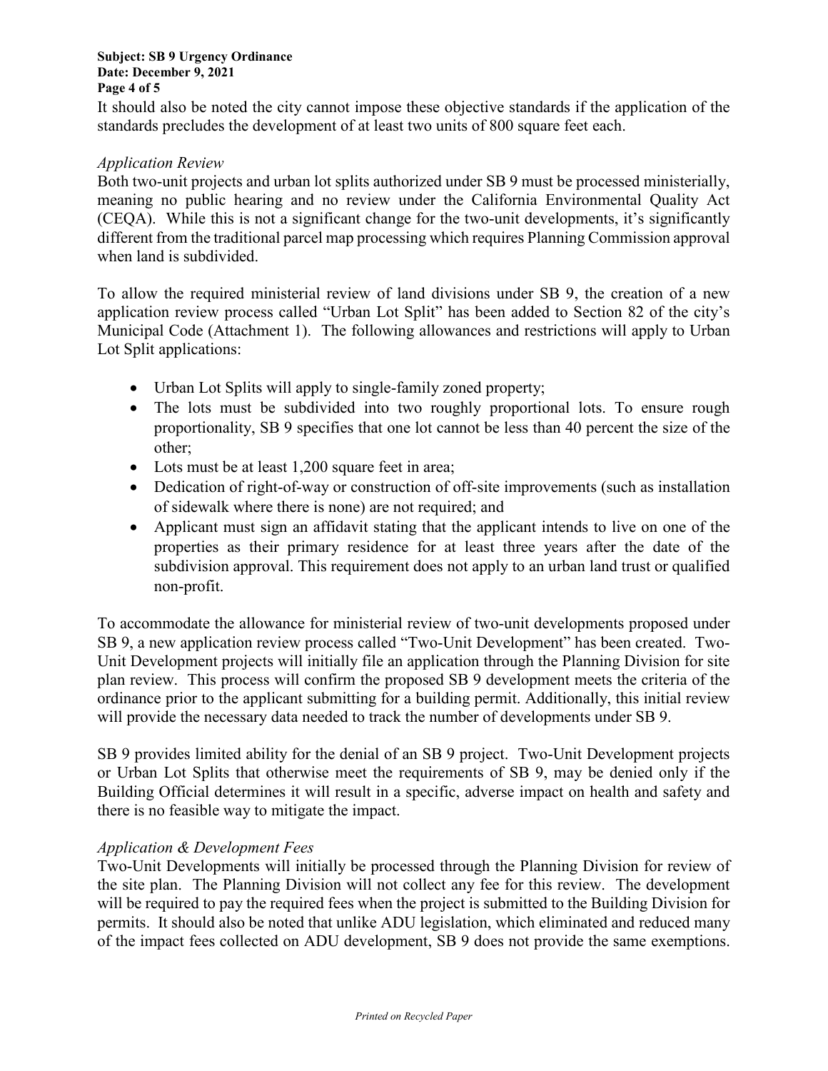It should also be noted the city cannot impose these objective standards if the application of the standards precludes the development of at least two units of 800 square feet each.

*Application Review*

Both two-unit projects and urban lot splits authorized under SB 9 must be processed ministerially, meaning no public hearing and no review under the California Environmental Quality Act (CEQA). While this is not a significant change for the two-unit developments, it's significantly different from the traditional parcel map processing which requires Planning Commission approval when land is subdivided.

To allow the required ministerial review of land divisions under SB 9, the creation of a new application review process called "Urban Lot Split" has been added to Section 82 of the city's Municipal Code (Attachment 1). The following allowances and restrictions will apply to Urban Lot Split applications:

- Urban Lot Splits will apply to single-family zoned property;
- The lots must be subdivided into two roughly proportional lots. To ensure rough proportionality, SB 9 specifies that one lot cannot be less than 40 percent the size of the other;
- Lots must be at least 1,200 square feet in area;
- Dedication of right-of-way or construction of off-site improvements (such as installation of sidewalk where there is none) are not required; and
- Applicant must sign an affidavit stating that the applicant intends to live on one of the properties as their primary residence for at least three years after the date of the subdivision approval. This requirement does not apply to an urban land trust or qualified non-profit.

To accommodate the allowance for ministerial review of two-unit developments proposed under SB 9, a new application review process called "Two-Unit Development" has been created. Two-Unit Development projects will initially file an application through the Planning Division for site plan review. This process will confirm the proposed SB 9 development meets the criteria of the ordinance prior to the applicant submitting for a building permit. Additionally, this initial review will provide the necessary data needed to track the number of developments under SB 9.

SB 9 provides limited ability for the denial of an SB 9 project. Two-Unit Development projects or Urban Lot Splits that otherwise meet the requirements of SB 9, may be denied only if the Building Official determines it will result in a specific, adverse impact on health and safety and there is no feasible way to mitigate the impact.

*Application & Development Fees*

Two-Unit Developments will initially be processed through the Planning Division for review of the site plan. The Planning Division will not collect any fee for this review. The development will be required to pay the required fees when the project is submitted to the Building Division for permits. It should also be noted that unlike ADU legislation, which eliminated and reduced many of the impact fees collected on ADU development, SB 9 does not provide the same exemptions.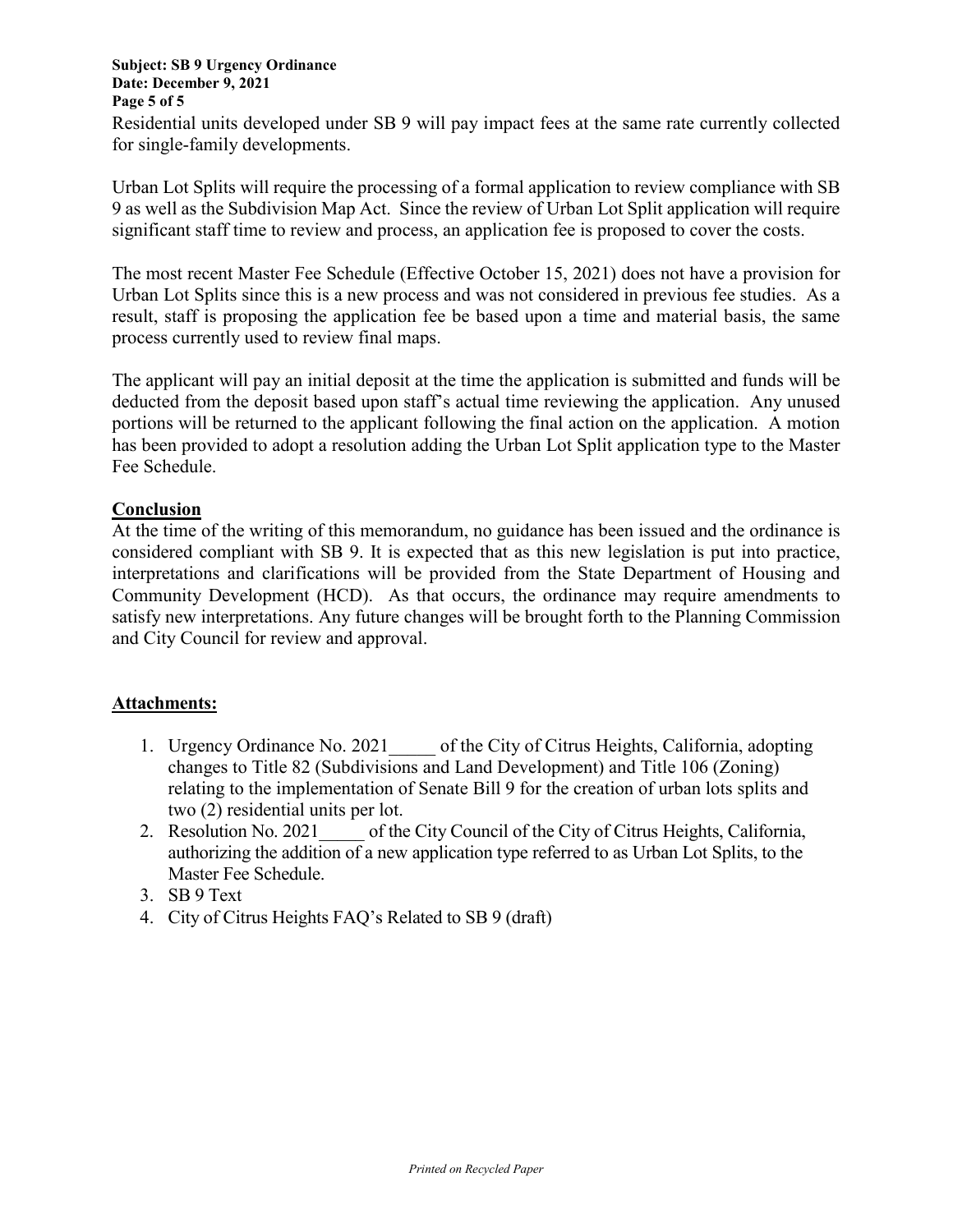Residential units developed under SB 9 will pay impact fees at the same rate currently collected for single-family developments.

Urban Lot Splits will require the processing of a formal application to review compliance with SB 9 as well as the Subdivision Map Act. Since the review of Urban Lot Split application will require significant staff time to review and process, an application fee is proposed to cover the costs.

The most recent Master Fee Schedule (Effective October 15, 2021) does not have a provision for Urban Lot Splits since this is a new process and was not considered in previous fee studies. As a result, staff is proposing the application fee be based upon a time and material basis, the same process currently used to review final maps.

The applicant will pay an initial deposit at the time the application is submitted and funds will be deducted from the deposit based upon staff's actual time reviewing the application. Any unused portions will be returned to the applicant following the final action on the application. A motion has been provided to adopt a resolution adding the Urban Lot Split application type to the Master Fee Schedule.

## Conclusion

At the time of the writing of this memorandum, no guidance has been issued and the ordinance is considered compliant with SB 9. It is expected that as this new legislation is put into practice, interpretations and clarifications will be provided from the State Department of Housing and Community Development (HCD). As that occurs, the ordinance may require amendments to satisfy new interpretations. Any future changes will be brought forth to the Planning Commission and City Council for review and approval.

## Attachments:

1. Urgency Ordinance No. 2021_____ of the City of Citrus Heights, California, adopting changes to Title 82 (Subdivisions and Land Development) and Title 106 (Zoning) relating to the implementation of Senate Bill 9 for the creation of urban lots splits and two (2) residential units per lot.
2. Resolution No. 2021_____ of the City Council of the City of Citrus Heights, California, authorizing the addition of a new application type referred to as Urban Lot Splits, to the Master Fee Schedule.
3. SB 9 Text
4. City of Citrus Heights FAQ's Related to SB 9 (draft)